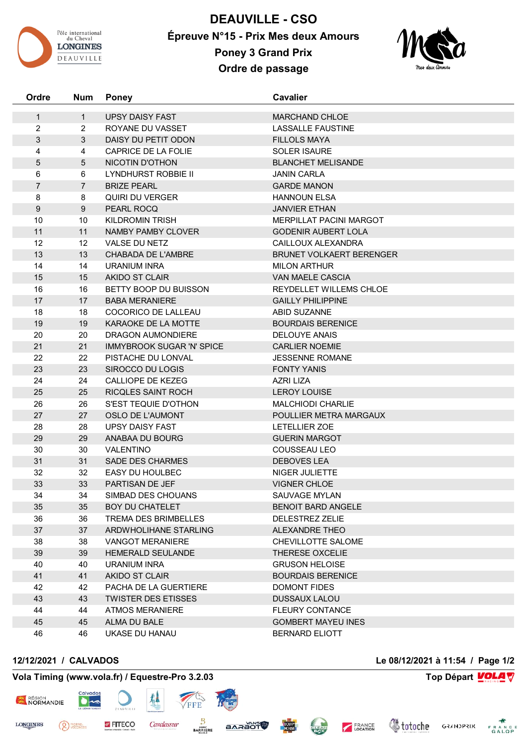# DEAUVILLE - CSO

## Épreuve N°15 - Prix Mes deux Amours

## Poney 3 Grand Prix

## Ordre de passage

| Ordre | Num | Poney | Cavalier |
|---|---|---|---|
| 1 | 1 | UPSY DAISY FAST | MARCHAND CHLOE |
| 2 | 2 | ROYANE DU VASSET | LASSALLE FAUSTINE |
| 3 | 3 | DAISY DU PETIT ODON | FILLOLS MAYA |
| 4 | 4 | CAPRICE DE LA FOLIE | SOLER ISAURE |
| 5 | 5 | NICOTIN D'OTHON | BLANCHET MELISANDE |
| 6 | 6 | LYNDHURST ROBBIE II | JANIN CARLA |
| 7 | 7 | BRIZE PEARL | GARDE MANON |
| 8 | 8 | QUIRI DU VERGER | HANNOUN ELSA |
| 9 | 9 | PEARL ROCQ | JANVIER ETHAN |
| 10 | 10 | KILDROMIN TRISH | MERPILLAT PACINI MARGOT |
| 11 | 11 | NAMBY PAMBY CLOVER | GODENIR AUBERT LOLA |
| 12 | 12 | VALSE DU NETZ | CAILLOUX ALEXANDRA |
| 13 | 13 | CHABADA DE L'AMBRE | BRUNET VOLKAERT BERENGER |
| 14 | 14 | URANIUM INRA | MILON ARTHUR |
| 15 | 15 | AKIDO ST CLAIR | VAN MAELE CASCIA |
| 16 | 16 | BETTY BOOP DU BUISSON | REYDELLET WILLEMS CHLOE |
| 17 | 17 | BABA MERANIERE | GAILLY PHILIPPINE |
| 18 | 18 | COCORICO DE LALLEAU | ABID SUZANNE |
| 19 | 19 | KARAOKE DE LA MOTTE | BOURDAIS BERENICE |
| 20 | 20 | DRAGON AUMONDIERE | DELOUYE ANAIS |
| 21 | 21 | IMMYBROOK SUGAR 'N' SPICE | CARLIER NOEMIE |
| 22 | 22 | PISTACHE DU LONVAL | JESSENNE ROMANE |
| 23 | 23 | SIROCCO DU LOGIS | FONTY YANIS |
| 24 | 24 | CALLIOPE DE KEZEG | AZRI LIZA |
| 25 | 25 | RICQLES SAINT ROCH | LEROY LOUISE |
| 26 | 26 | S'EST TEQUIE D'OTHON | MALCHIODI CHARLIE |
| 27 | 27 | OSLO DE L'AUMONT | POULLIER METRA MARGAUX |
| 28 | 28 | UPSY DAISY FAST | LETELLIER ZOE |
| 29 | 29 | ANABAA DU BOURG | GUERIN MARGOT |
| 30 | 30 | VALENTINO | COUSSEAU LEO |
| 31 | 31 | SADE DES CHARMES | DEBOVES LEA |
| 32 | 32 | EASY DU HOULBEC | NIGER JULIETTE |
| 33 | 33 | PARTISAN DE JEF | VIGNER CHLOE |
| 34 | 34 | SIMBAD DES CHOUANS | SAUVAGE MYLAN |
| 35 | 35 | BOY DU CHATELET | BENOIT BARD ANGELE |
| 36 | 36 | TREMA DES BRIMBELLES | DELESTREZ ZELIE |
| 37 | 37 | ARDWHOLIHANE STARLING | ALEXANDRE THEO |
| 38 | 38 | VANGOT MERANIERE | CHEVILLOTTE SALOME |
| 39 | 39 | HEMERALD SEULANDE | THERESE OXCELIE |
| 40 | 40 | URANIUM INRA | GRUSON HELOISE |
| 41 | 41 | AKIDO ST CLAIR | BOURDAIS BERENICE |
| 42 | 42 | PACHA DE LA GUERTIERE | DOMONT FIDES |
| 43 | 43 | TWISTER DES ETISSES | DUSSAUX LALOU |
| 44 | 44 | ATMOS MERANIERE | FLEURY CONTANCE |
| 45 | 45 | ALMA DU BALE | GOMBERT MAYEU INES |
| 46 | 46 | UKASE DU HANAU | BERNARD ELIOTT |

**12/12/2021 / CALVADOS** **Le 08/12/2021 à 11:54**

**Vola Timing (www.vola.fr) / Equestre-Pro 3.2.03** **Top Départ**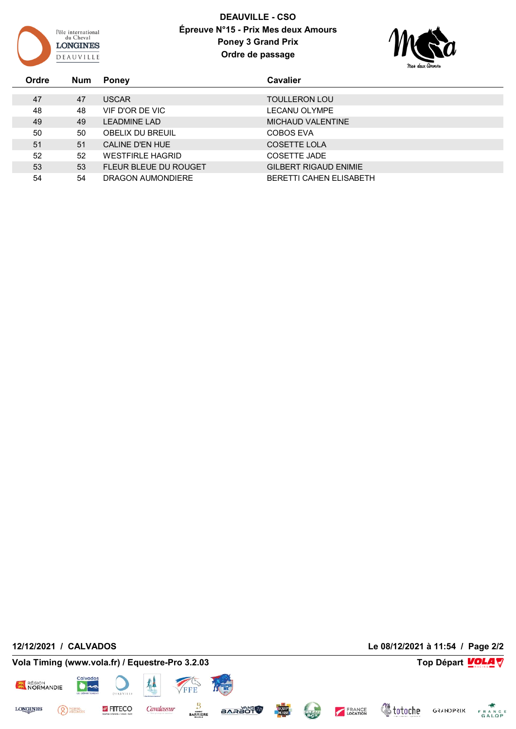# DEAUVILLE - CSO
## Épreuve N°15 - Prix Mes deux Amours
### Poney 3 Grand Prix
### Ordre de passage

| Ordre | Num | Poney | Cavalier |
|---|---|---|---|
| 47 | 47 | USCAR | TOULLERON LOU |
| 48 | 48 | VIF D'OR DE VIC | LECANU OLYMPE |
| 49 | 49 | LEADMINE LAD | MICHAUD VALENTINE |
| 50 | 50 | OBELIX DU BREUIL | COBOS EVA |
| 51 | 51 | CALINE D'EN HUE | COSETTE LOLA |
| 52 | 52 | WESTFIRLE HAGRID | COSETTE JADE |
| 53 | 53 | FLEUR BLEUE DU ROUGET | GILBERT RIGAUD ENIMIE |
| 54 | 54 | DRAGON AUMONDIERE | BERETTI CAHEN ELISABETH |

**12/12/2021 / CALVADOS** **Le 08/12/2021 à 11:54**

**Vola Timing (www.vola.fr) / Equestre-Pro 3.2.03** **Top Départ**